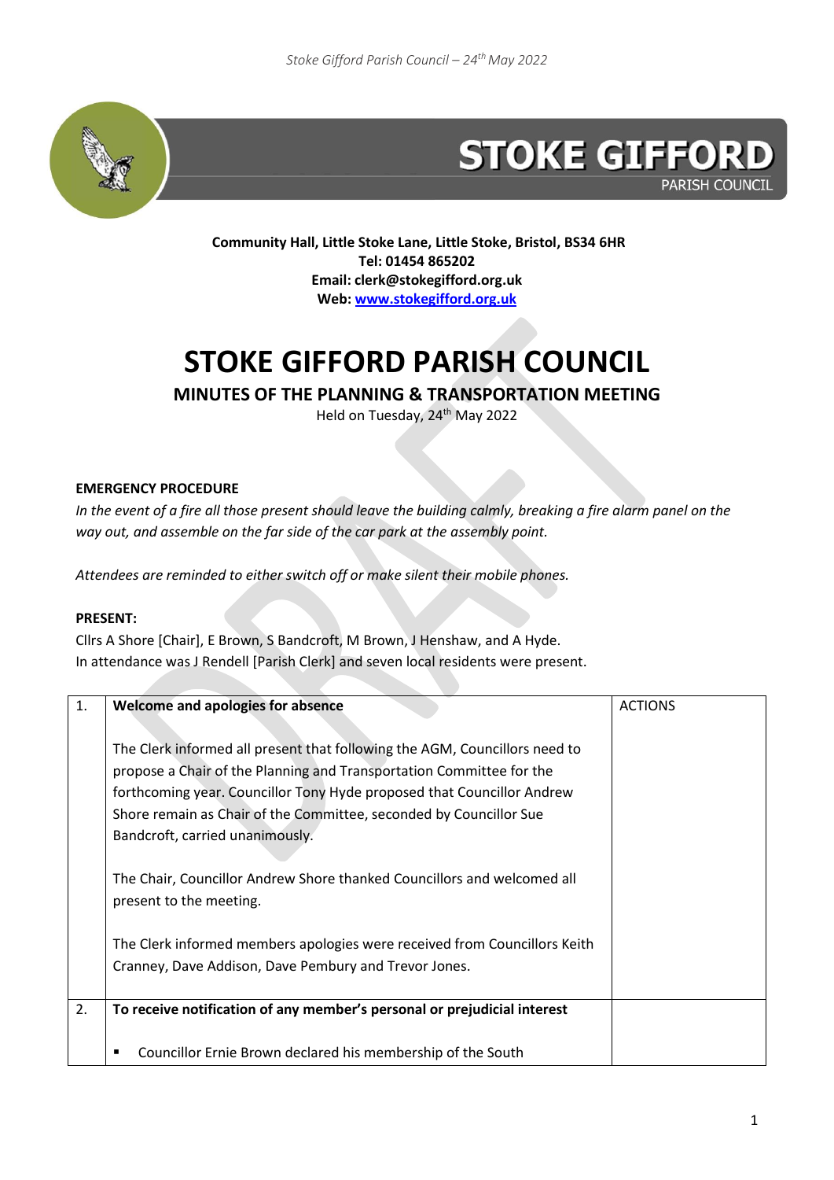**STOKE GIFFORD**
PARISH COUNCIL

**Community Hall, Little Stoke Lane, Little Stoke, Bristol, BS34 6HR**
**Tel: 01454 865202**
**Email: clerk@stokegifford.org.uk**
**Web: www.stokegifford.org.uk**

# STOKE GIFFORD PARISH COUNCIL

## MINUTES OF THE PLANNING & TRANSPORTATION MEETING

Held on Tuesday, 24th May 2022

**EMERGENCY PROCEDURE**

*In the event of a fire all those present should leave the building calmly, breaking a fire alarm panel on the way out, and assemble on the far side of the car park at the assembly point.*

*Attendees are reminded to either switch off or make silent their mobile phones.*

**PRESENT:**

Cllrs A Shore [Chair], E Brown, S Bandcroft, M Brown, J Henshaw, and A Hyde.
In attendance was J Rendell [Parish Clerk] and seven local residents were present.

| | | ACTIONS |
|---|---|---|
| 1. | **Welcome and apologies for absence**<br><br>The Clerk informed all present that following the AGM, Councillors need to propose a Chair of the Planning and Transportation Committee for the forthcoming year. Councillor Tony Hyde proposed that Councillor Andrew Shore remain as Chair of the Committee, seconded by Councillor Sue Bandcroft, carried unanimously.<br><br>The Chair, Councillor Andrew Shore thanked Councillors and welcomed all present to the meeting.<br><br>The Clerk informed members apologies were received from Councillors Keith Cranney, Dave Addison, Dave Pembury and Trevor Jones. | |
| 2. | **To receive notification of any member's personal or prejudicial interest**<br><br>▪ Councillor Ernie Brown declared his membership of the South | |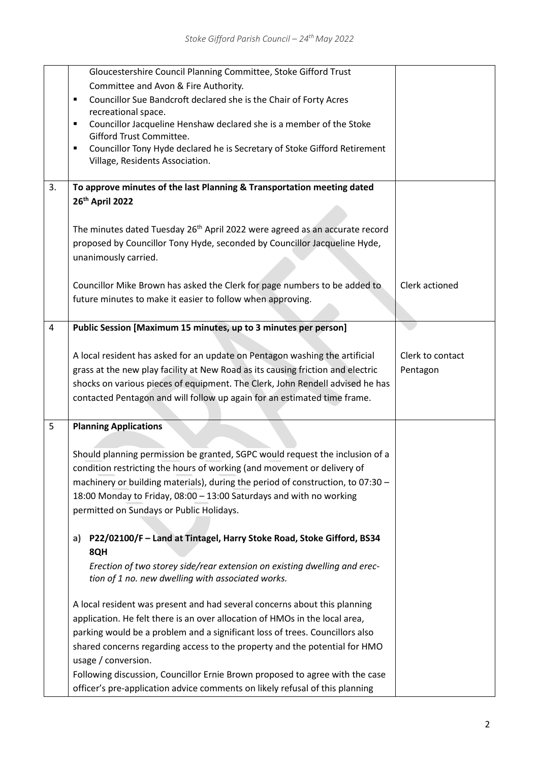| | | |
|---|---|---|
| | Gloucestershire Council Planning Committee, Stoke Gifford Trust Committee and Avon & Fire Authority.<br>▪ Councillor Sue Bandcroft declared she is the Chair of Forty Acres recreational space.<br>▪ Councillor Jacqueline Henshaw declared she is a member of the Stoke Gifford Trust Committee.<br>▪ Councillor Tony Hyde declared he is Secretary of Stoke Gifford Retirement Village, Residents Association. | |
| 3. | **To approve minutes of the last Planning & Transportation meeting dated 26th April 2022**<br><br>The minutes dated Tuesday 26th April 2022 were agreed as an accurate record proposed by Councillor Tony Hyde, seconded by Councillor Jacqueline Hyde, unanimously carried.<br><br>Councillor Mike Brown has asked the Clerk for page numbers to be added to future minutes to make it easier to follow when approving. | <br><br><br><br><br>Clerk actioned |
| 4 | **Public Session [Maximum 15 minutes, up to 3 minutes per person]**<br><br>A local resident has asked for an update on Pentagon washing the artificial grass at the new play facility at New Road as its causing friction and electric shocks on various pieces of equipment. The Clerk, John Rendell advised he has contacted Pentagon and will follow up again for an estimated time frame. | <br><br>Clerk to contact Pentagon |
| 5 | **Planning Applications**<br><br>Should planning permission be granted, SGPC would request the inclusion of a condition restricting the hours of working (and movement or delivery of machinery or building materials), during the period of construction, to 07:30 – 18:00 Monday to Friday, 08:00 – 13:00 Saturdays and with no working permitted on Sundays or Public Holidays.<br><br>**a) P22/02100/F – Land at Tintagel, Harry Stoke Road, Stoke Gifford, BS34 8QH**<br>*Erection of two storey side/rear extension on existing dwelling and erection of 1 no. new dwelling with associated works.*<br><br>A local resident was present and had several concerns about this planning application. He felt there is an over allocation of HMOs in the local area, parking would be a problem and a significant loss of trees. Councillors also shared concerns regarding access to the property and the potential for HMO usage / conversion.<br>Following discussion, Councillor Ernie Brown proposed to agree with the case officer's pre-application advice comments on likely refusal of this planning | |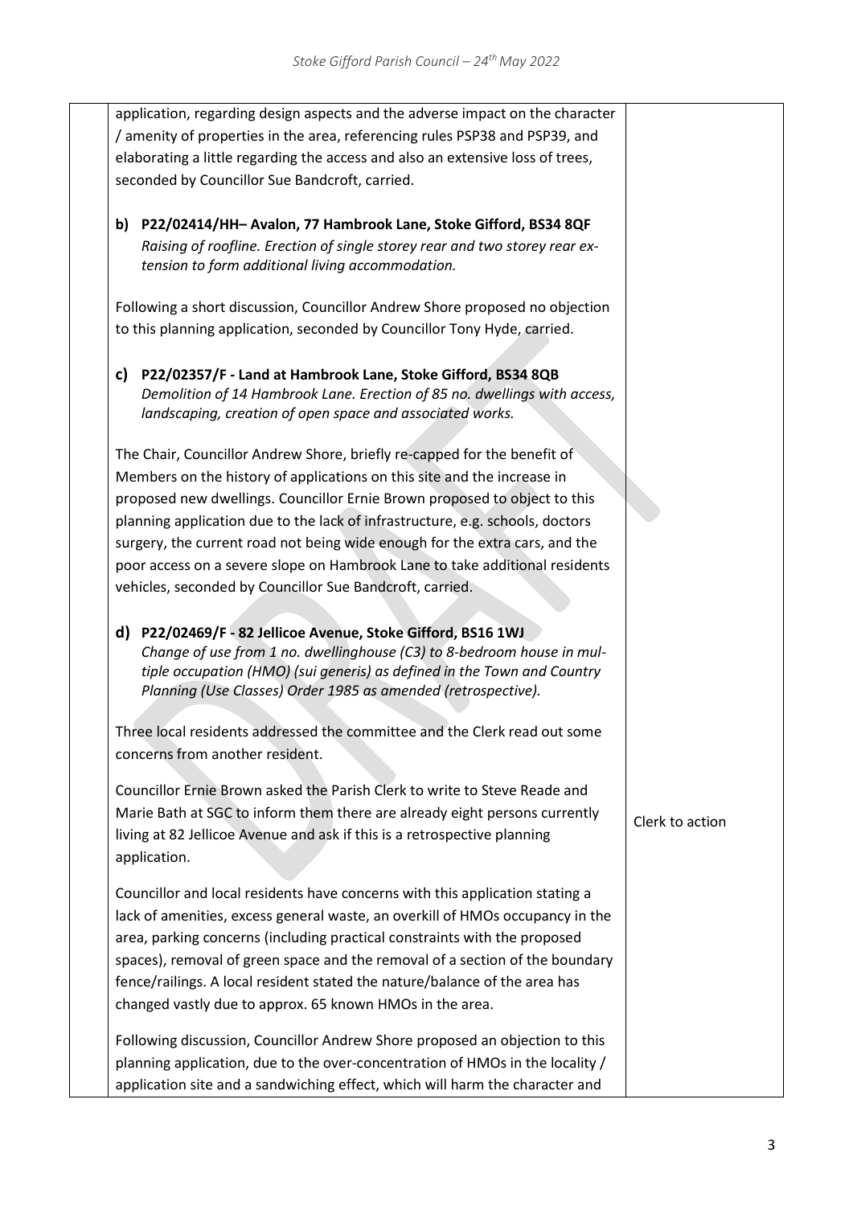application, regarding design aspects and the adverse impact on the character / amenity of properties in the area, referencing rules PSP38 and PSP39, and elaborating a little regarding the access and also an extensive loss of trees, seconded by Councillor Sue Bandcroft, carried.

**b) P22/02414/HH– Avalon, 77 Hambrook Lane, Stoke Gifford, BS34 8QF**
*Raising of roofline. Erection of single storey rear and two storey rear extension to form additional living accommodation.*

Following a short discussion, Councillor Andrew Shore proposed no objection to this planning application, seconded by Councillor Tony Hyde, carried.

**c) P22/02357/F - Land at Hambrook Lane, Stoke Gifford, BS34 8QB**
*Demolition of 14 Hambrook Lane. Erection of 85 no. dwellings with access, landscaping, creation of open space and associated works.*

The Chair, Councillor Andrew Shore, briefly re-capped for the benefit of Members on the history of applications on this site and the increase in proposed new dwellings. Councillor Ernie Brown proposed to object to this planning application due to the lack of infrastructure, e.g. schools, doctors surgery, the current road not being wide enough for the extra cars, and the poor access on a severe slope on Hambrook Lane to take additional residents vehicles, seconded by Councillor Sue Bandcroft, carried.

**d) P22/02469/F - 82 Jellicoe Avenue, Stoke Gifford, BS16 1WJ**
*Change of use from 1 no. dwellinghouse (C3) to 8-bedroom house in multiple occupation (HMO) (sui generis) as defined in the Town and Country Planning (Use Classes) Order 1985 as amended (retrospective).*

Three local residents addressed the committee and the Clerk read out some concerns from another resident.

Councillor Ernie Brown asked the Parish Clerk to write to Steve Reade and Marie Bath at SGC to inform them there are already eight persons currently living at 82 Jellicoe Avenue and ask if this is a retrospective planning application. — Clerk to action

Councillor and local residents have concerns with this application stating a lack of amenities, excess general waste, an overkill of HMOs occupancy in the area, parking concerns (including practical constraints with the proposed spaces), removal of green space and the removal of a section of the boundary fence/railings. A local resident stated the nature/balance of the area has changed vastly due to approx. 65 known HMOs in the area.

Following discussion, Councillor Andrew Shore proposed an objection to this planning application, due to the over-concentration of HMOs in the locality / application site and a sandwiching effect, which will harm the character and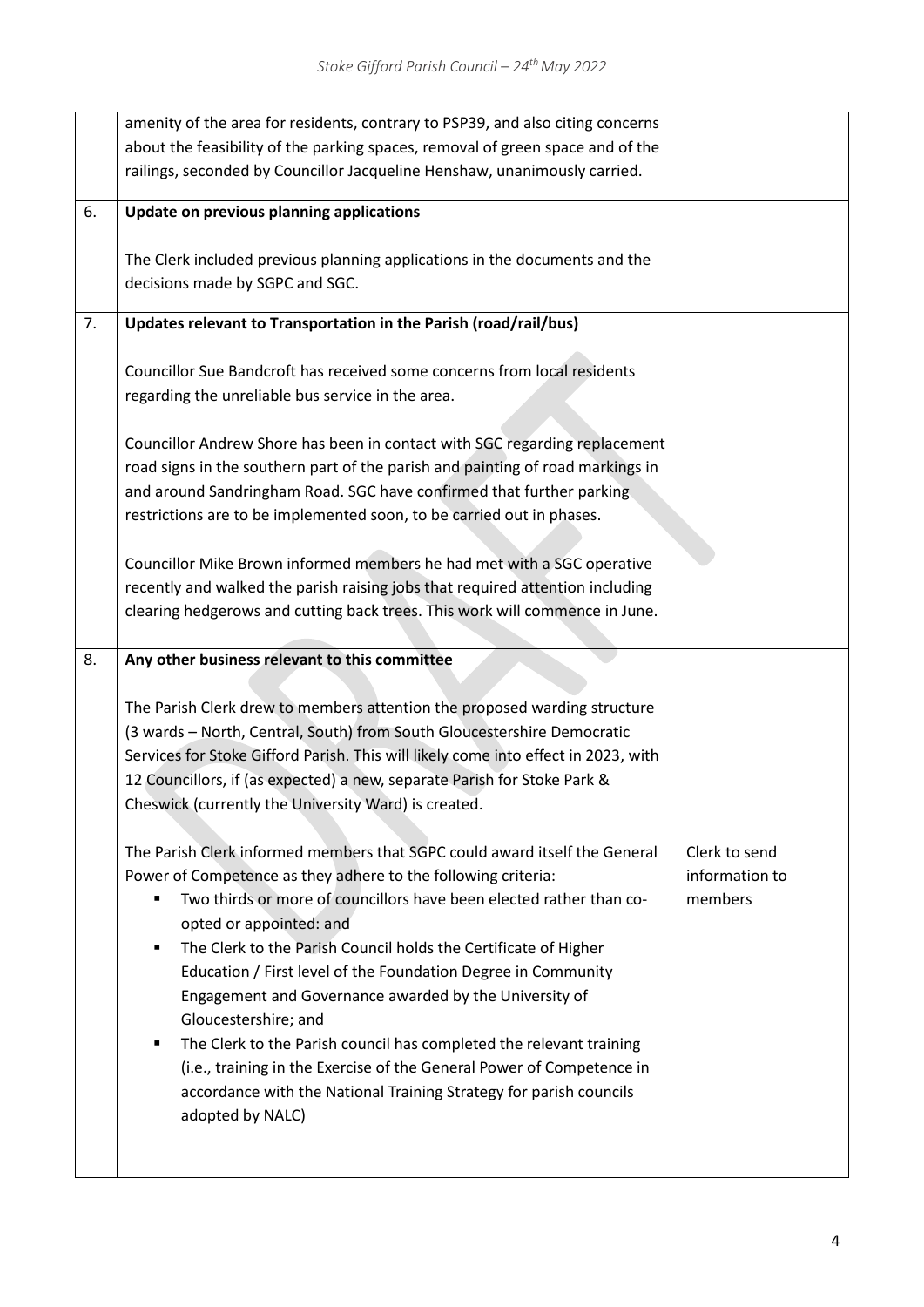| | | |
|---|---|---|
| | amenity of the area for residents, contrary to PSP39, and also citing concerns about the feasibility of the parking spaces, removal of green space and of the railings, seconded by Councillor Jacqueline Henshaw, unanimously carried. | |
| 6. | **Update on previous planning applications**<br><br>The Clerk included previous planning applications in the documents and the decisions made by SGPC and SGC. | |
| 7. | **Updates relevant to Transportation in the Parish (road/rail/bus)**<br><br>Councillor Sue Bandcroft has received some concerns from local residents regarding the unreliable bus service in the area.<br><br>Councillor Andrew Shore has been in contact with SGC regarding replacement road signs in the southern part of the parish and painting of road markings in and around Sandringham Road. SGC have confirmed that further parking restrictions are to be implemented soon, to be carried out in phases.<br><br>Councillor Mike Brown informed members he had met with a SGC operative recently and walked the parish raising jobs that required attention including clearing hedgerows and cutting back trees. This work will commence in June. | |
| 8. | **Any other business relevant to this committee**<br><br>The Parish Clerk drew to members attention the proposed warding structure (3 wards – North, Central, South) from South Gloucestershire Democratic Services for Stoke Gifford Parish. This will likely come into effect in 2023, with 12 Councillors, if (as expected) a new, separate Parish for Stoke Park & Cheswick (currently the University Ward) is created.<br><br>The Parish Clerk informed members that SGPC could award itself the General Power of Competence as they adhere to the following criteria:<br>▪ Two thirds or more of councillors have been elected rather than co-opted or appointed: and<br>▪ The Clerk to the Parish Council holds the Certificate of Higher Education / First level of the Foundation Degree in Community Engagement and Governance awarded by the University of Gloucestershire; and<br>▪ The Clerk to the Parish council has completed the relevant training (i.e., training in the Exercise of the General Power of Competence in accordance with the National Training Strategy for parish councils adopted by NALC) | Clerk to send information to members |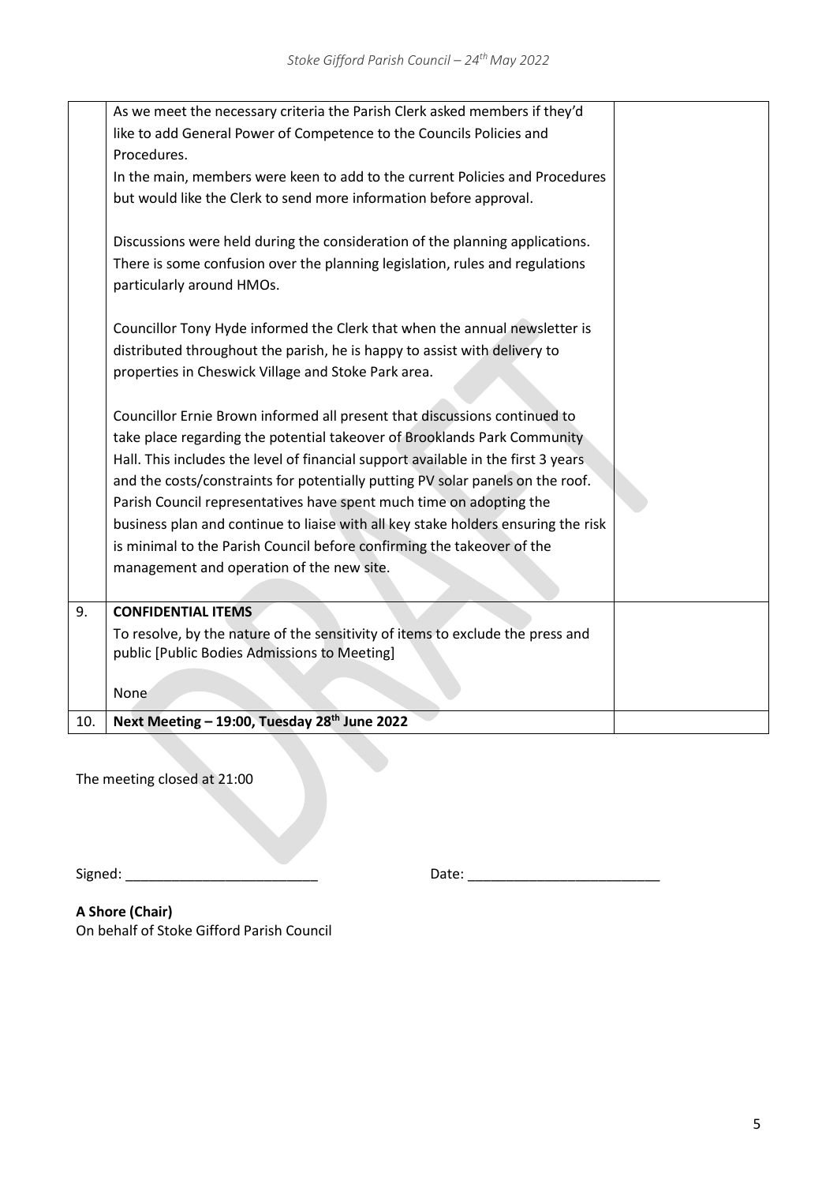| | | |
|---|---|---|
| | As we meet the necessary criteria the Parish Clerk asked members if they'd like to add General Power of Competence to the Councils Policies and Procedures.<br>In the main, members were keen to add to the current Policies and Procedures but would like the Clerk to send more information before approval.<br><br>Discussions were held during the consideration of the planning applications. There is some confusion over the planning legislation, rules and regulations particularly around HMOs.<br><br>Councillor Tony Hyde informed the Clerk that when the annual newsletter is distributed throughout the parish, he is happy to assist with delivery to properties in Cheswick Village and Stoke Park area.<br><br>Councillor Ernie Brown informed all present that discussions continued to take place regarding the potential takeover of Brooklands Park Community Hall. This includes the level of financial support available in the first 3 years and the costs/constraints for potentially putting PV solar panels on the roof. Parish Council representatives have spent much time on adopting the business plan and continue to liaise with all key stake holders ensuring the risk is minimal to the Parish Council before confirming the takeover of the management and operation of the new site. | |
| 9. | **CONFIDENTIAL ITEMS**<br>To resolve, by the nature of the sensitivity of items to exclude the press and public [Public Bodies Admissions to Meeting]<br><br>None | |
| 10. | **Next Meeting – 19:00, Tuesday 28th June 2022** | |

The meeting closed at 21:00

Signed: _________________________ Date: _________________________

**A Shore (Chair)**
On behalf of Stoke Gifford Parish Council